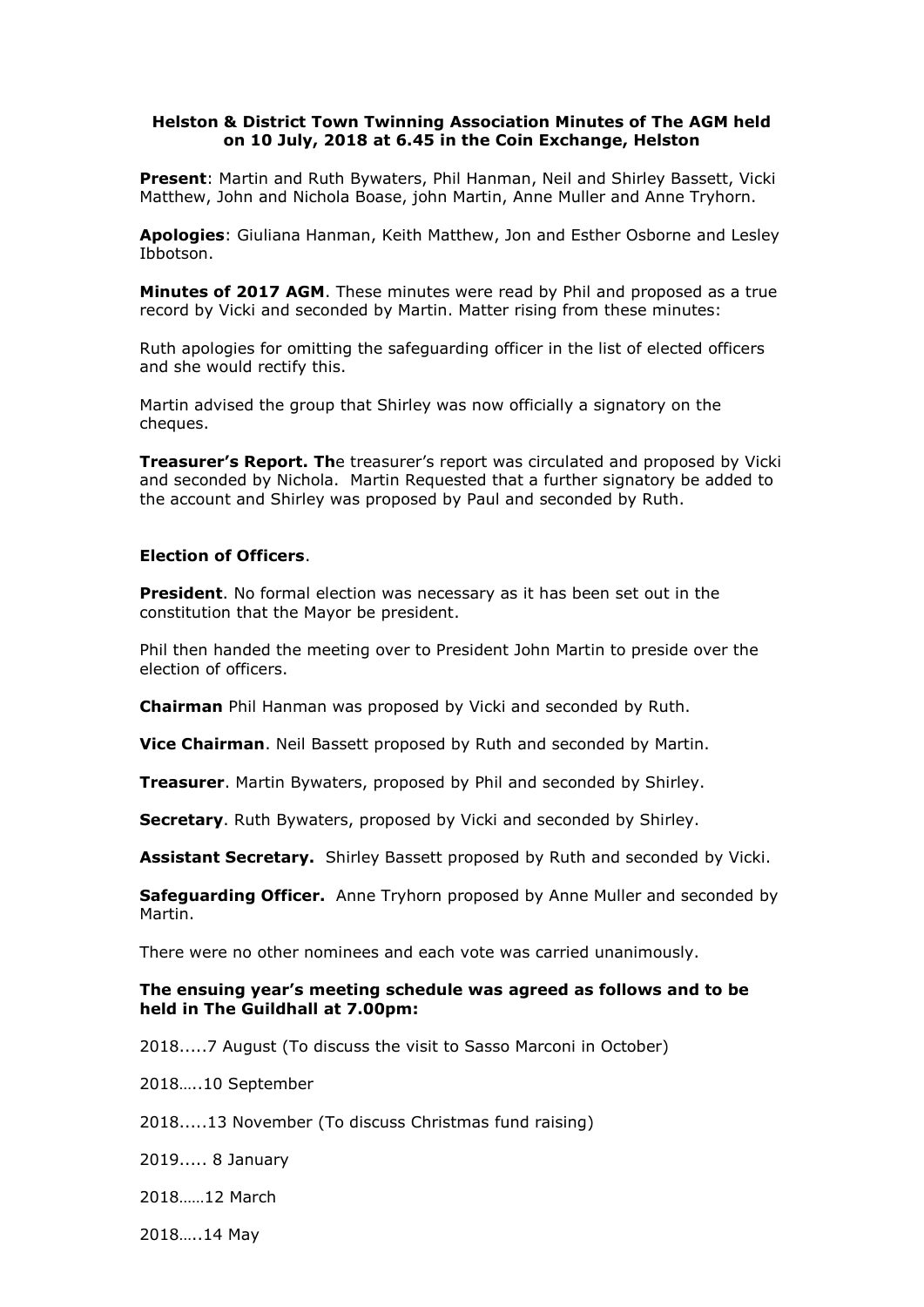**Helston & District Town Twinning Association Minutes of The AGM held on 10 July, 2018 at 6.45 in the Coin Exchange, Helston**

**Present**: Martin and Ruth Bywaters, Phil Hanman, Neil and Shirley Bassett, Vicki Matthew, John and Nichola Boase, john Martin, Anne Muller and Anne Tryhorn.

**Apologies**: Giuliana Hanman, Keith Matthew, Jon and Esther Osborne and Lesley Ibbotson.

**Minutes of 2017 AGM**. These minutes were read by Phil and proposed as a true record by Vicki and seconded by Martin. Matter rising from these minutes:

Ruth apologies for omitting the safeguarding officer in the list of elected officers and she would rectify this.

Martin advised the group that Shirley was now officially a signatory on the cheques.

**Treasurer's Report. Th**e treasurer's report was circulated and proposed by Vicki and seconded by Nichola. Martin Requested that a further signatory be added to the account and Shirley was proposed by Paul and seconded by Ruth.

**Election of Officers**.

**President**. No formal election was necessary as it has been set out in the constitution that the Mayor be president.

Phil then handed the meeting over to President John Martin to preside over the election of officers.

**Chairman** Phil Hanman was proposed by Vicki and seconded by Ruth.

**Vice Chairman**. Neil Bassett proposed by Ruth and seconded by Martin.

**Treasurer**. Martin Bywaters, proposed by Phil and seconded by Shirley.

**Secretary**. Ruth Bywaters, proposed by Vicki and seconded by Shirley.

**Assistant Secretary.** Shirley Bassett proposed by Ruth and seconded by Vicki.

**Safeguarding Officer.** Anne Tryhorn proposed by Anne Muller and seconded by Martin.

There were no other nominees and each vote was carried unanimously.

**The ensuing year's meeting schedule was agreed as follows and to be held in The Guildhall at 7.00pm:**

2018.....7 August (To discuss the visit to Sasso Marconi in October)

2018…..10 September

2018.....13 November (To discuss Christmas fund raising)

2019..... 8 January

2018……12 March

2018…..14 May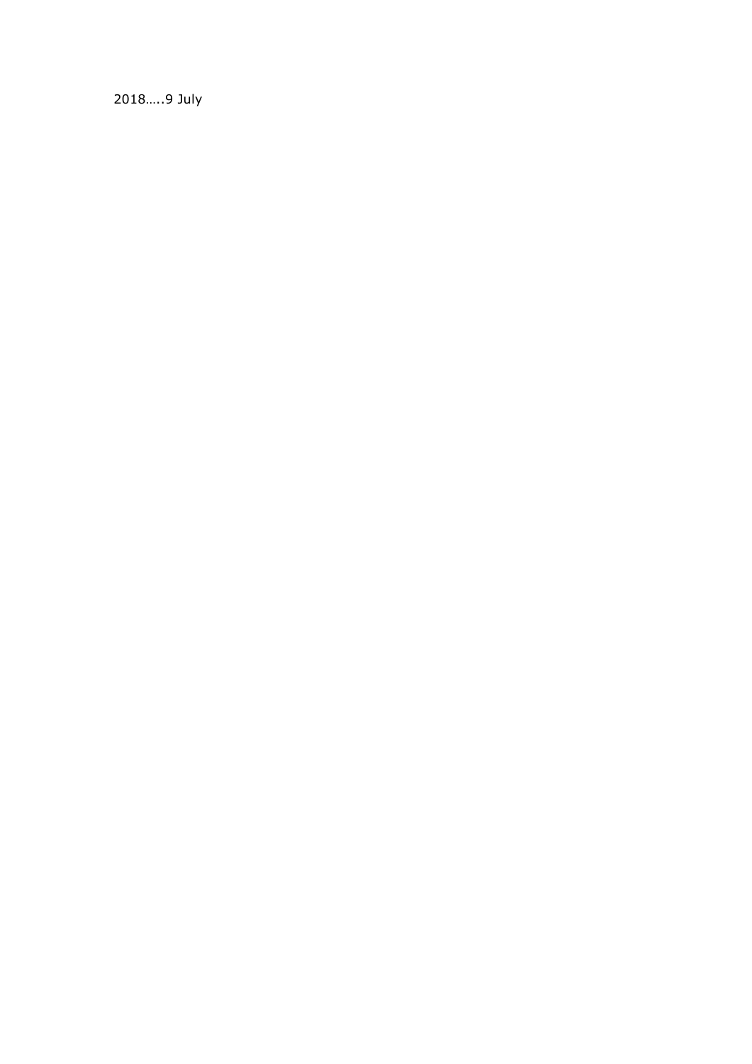2018…..9 July